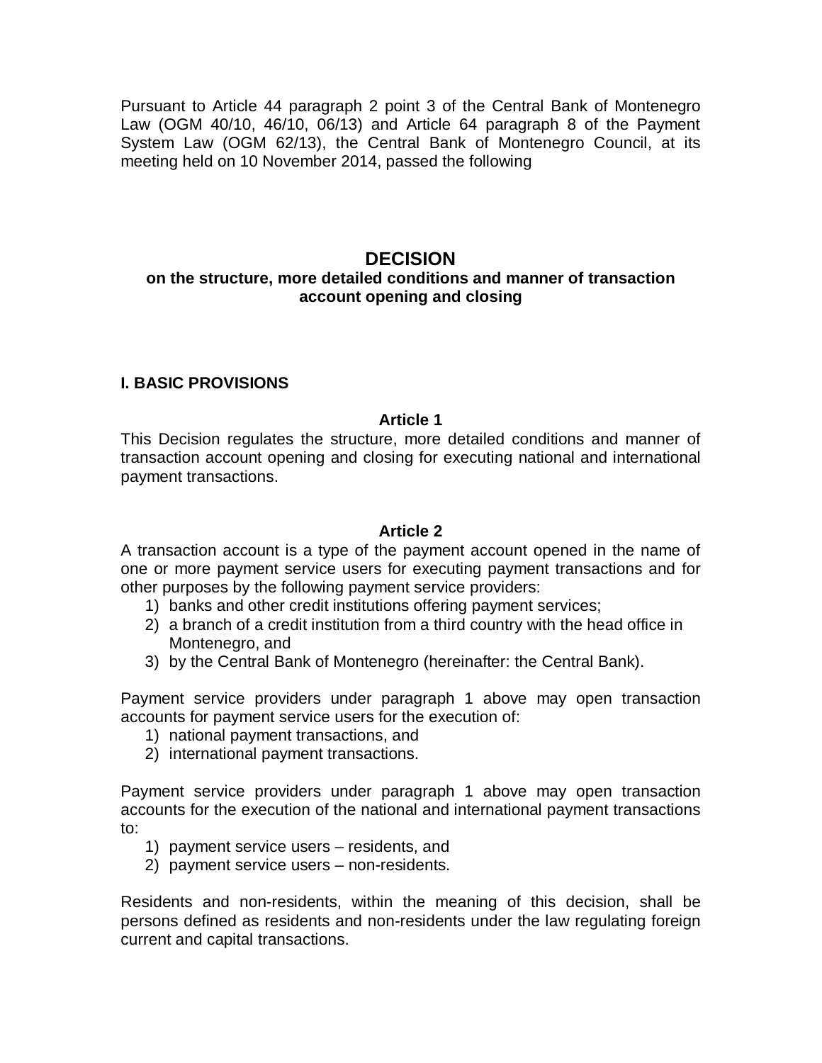Pursuant to Article 44 paragraph 2 point 3 of the Central Bank of Montenegro Law (OGM 40/10, 46/10, 06/13) and Article 64 paragraph 8 of the Payment System Law (OGM 62/13), the Central Bank of Montenegro Council, at its meeting held on 10 November 2014, passed the following

# DECISION
## on the structure, more detailed conditions and manner of transaction account opening and closing

### I. BASIC PROVISIONS

**Article 1**

This Decision regulates the structure, more detailed conditions and manner of transaction account opening and closing for executing national and international payment transactions.

**Article 2**

A transaction account is a type of the payment account opened in the name of one or more payment service users for executing payment transactions and for other purposes by the following payment service providers:

1) banks and other credit institutions offering payment services;
2) a branch of a credit institution from a third country with the head office in Montenegro, and
3) by the Central Bank of Montenegro (hereinafter: the Central Bank).

Payment service providers under paragraph 1 above may open transaction accounts for payment service users for the execution of:

1) national payment transactions, and
2) international payment transactions.

Payment service providers under paragraph 1 above may open transaction accounts for the execution of the national and international payment transactions to:

1) payment service users – residents, and
2) payment service users – non-residents.

Residents and non-residents, within the meaning of this decision, shall be persons defined as residents and non-residents under the law regulating foreign current and capital transactions.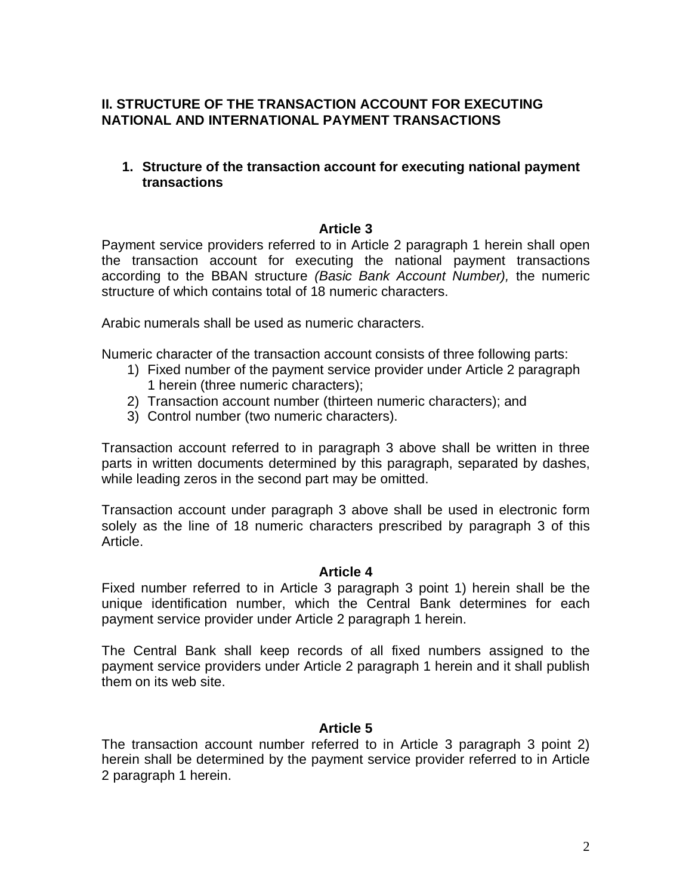## II. STRUCTURE OF THE TRANSACTION ACCOUNT FOR EXECUTING NATIONAL AND INTERNATIONAL PAYMENT TRANSACTIONS

### 1. Structure of the transaction account for executing national payment transactions

#### Article 3

Payment service providers referred to in Article 2 paragraph 1 herein shall open the transaction account for executing the national payment transactions according to the BBAN structure *(Basic Bank Account Number),* the numeric structure of which contains total of 18 numeric characters.

Arabic numerals shall be used as numeric characters.

Numeric character of the transaction account consists of three following parts:

1) Fixed number of the payment service provider under Article 2 paragraph 1 herein (three numeric characters);
2) Transaction account number (thirteen numeric characters); and
3) Control number (two numeric characters).

Transaction account referred to in paragraph 3 above shall be written in three parts in written documents determined by this paragraph, separated by dashes, while leading zeros in the second part may be omitted.

Transaction account under paragraph 3 above shall be used in electronic form solely as the line of 18 numeric characters prescribed by paragraph 3 of this Article.

#### Article 4

Fixed number referred to in Article 3 paragraph 3 point 1) herein shall be the unique identification number, which the Central Bank determines for each payment service provider under Article 2 paragraph 1 herein.

The Central Bank shall keep records of all fixed numbers assigned to the payment service providers under Article 2 paragraph 1 herein and it shall publish them on its web site.

#### Article 5

The transaction account number referred to in Article 3 paragraph 3 point 2) herein shall be determined by the payment service provider referred to in Article 2 paragraph 1 herein.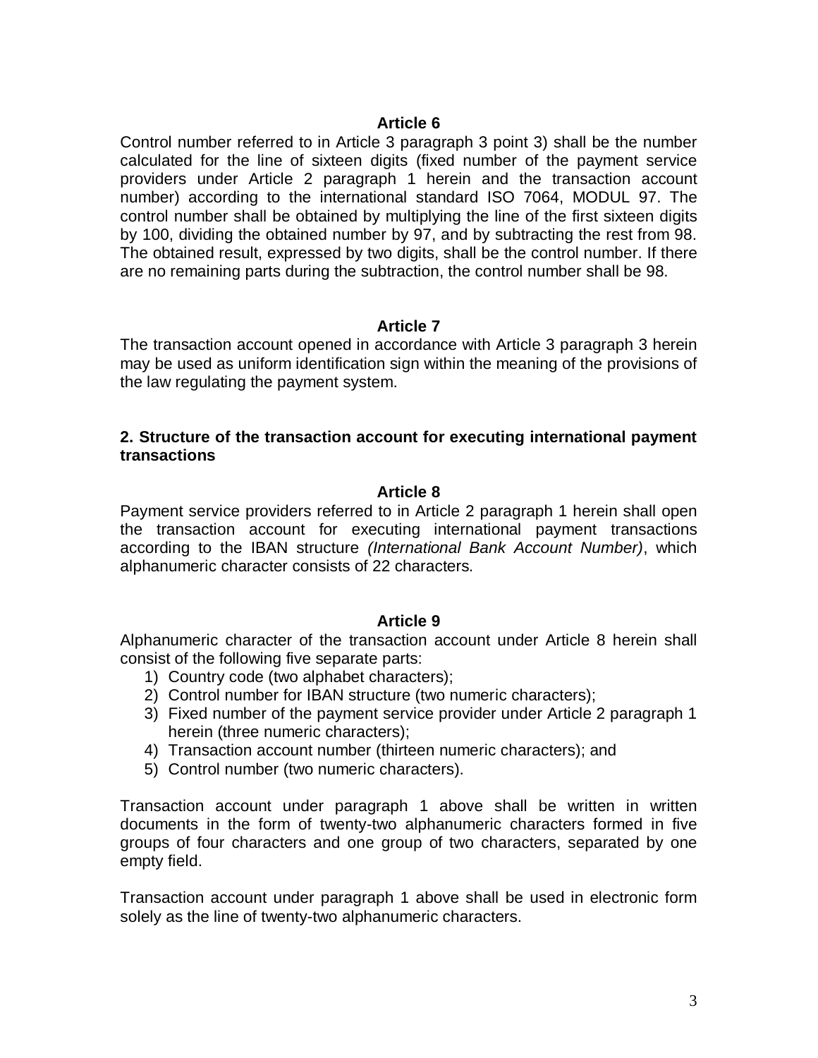### Article 6

Control number referred to in Article 3 paragraph 3 point 3) shall be the number calculated for the line of sixteen digits (fixed number of the payment service providers under Article 2 paragraph 1 herein and the transaction account number) according to the international standard ISO 7064, MODUL 97. The control number shall be obtained by multiplying the line of the first sixteen digits by 100, dividing the obtained number by 97, and by subtracting the rest from 98. The obtained result, expressed by two digits, shall be the control number. If there are no remaining parts during the subtraction, the control number shall be 98.

### Article 7

The transaction account opened in accordance with Article 3 paragraph 3 herein may be used as uniform identification sign within the meaning of the provisions of the law regulating the payment system.

## 2. Structure of the transaction account for executing international payment transactions

### Article 8

Payment service providers referred to in Article 2 paragraph 1 herein shall open the transaction account for executing international payment transactions according to the IBAN structure *(International Bank Account Number)*, which alphanumeric character consists of 22 characters.

### Article 9

Alphanumeric character of the transaction account under Article 8 herein shall consist of the following five separate parts:

1) Country code (two alphabet characters);
2) Control number for IBAN structure (two numeric characters);
3) Fixed number of the payment service provider under Article 2 paragraph 1 herein (three numeric characters);
4) Transaction account number (thirteen numeric characters); and
5) Control number (two numeric characters).

Transaction account under paragraph 1 above shall be written in written documents in the form of twenty-two alphanumeric characters formed in five groups of four characters and one group of two characters, separated by one empty field.

Transaction account under paragraph 1 above shall be used in electronic form solely as the line of twenty-two alphanumeric characters.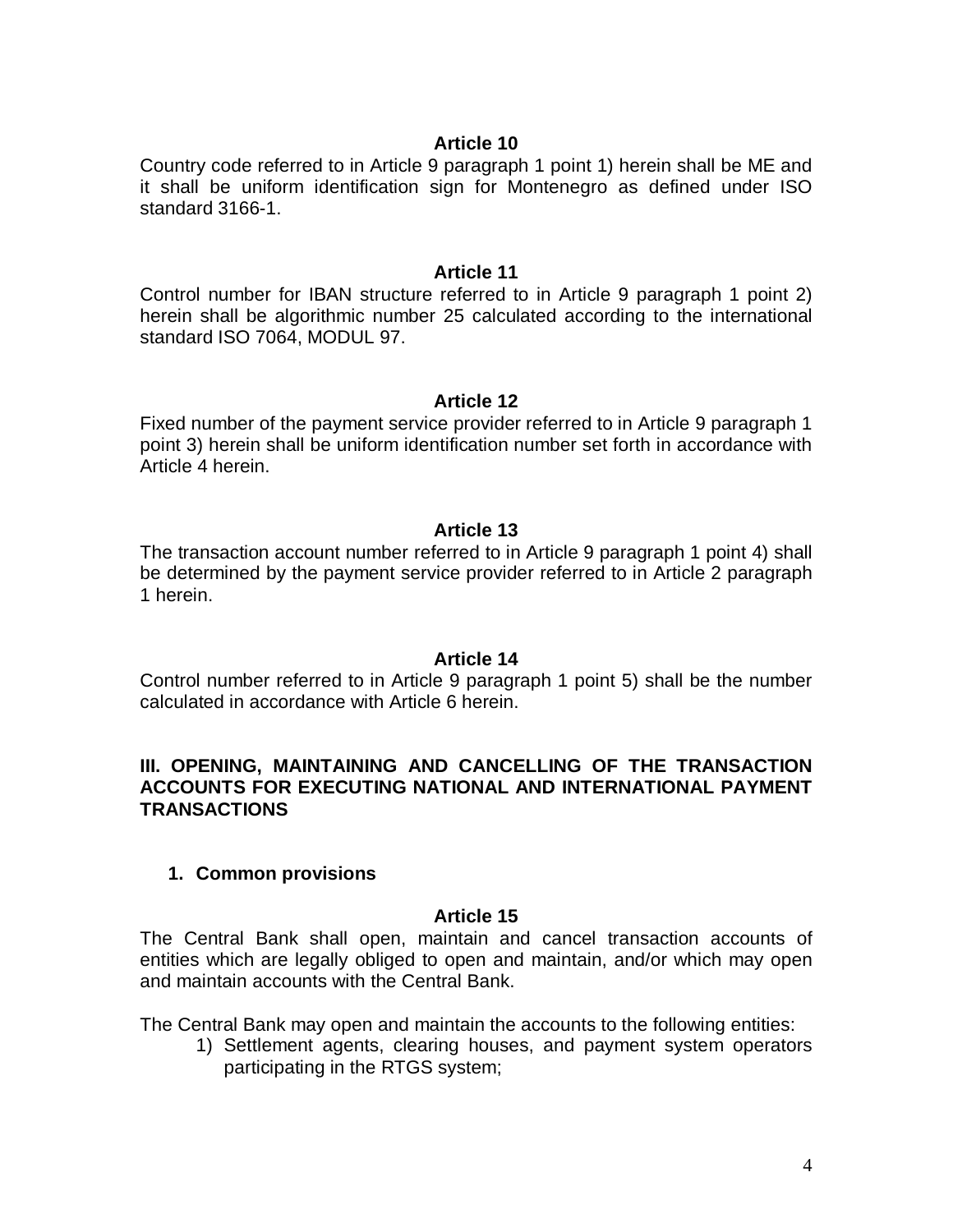### Article 10

Country code referred to in Article 9 paragraph 1 point 1) herein shall be ME and it shall be uniform identification sign for Montenegro as defined under ISO standard 3166-1.

### Article 11

Control number for IBAN structure referred to in Article 9 paragraph 1 point 2) herein shall be algorithmic number 25 calculated according to the international standard ISO 7064, MODUL 97.

### Article 12

Fixed number of the payment service provider referred to in Article 9 paragraph 1 point 3) herein shall be uniform identification number set forth in accordance with Article 4 herein.

### Article 13

The transaction account number referred to in Article 9 paragraph 1 point 4) shall be determined by the payment service provider referred to in Article 2 paragraph 1 herein.

### Article 14

Control number referred to in Article 9 paragraph 1 point 5) shall be the number calculated in accordance with Article 6 herein.

## III. OPENING, MAINTAINING AND CANCELLING OF THE TRANSACTION ACCOUNTS FOR EXECUTING NATIONAL AND INTERNATIONAL PAYMENT TRANSACTIONS

### 1. Common provisions

### Article 15

The Central Bank shall open, maintain and cancel transaction accounts of entities which are legally obliged to open and maintain, and/or which may open and maintain accounts with the Central Bank.

The Central Bank may open and maintain the accounts to the following entities:

1) Settlement agents, clearing houses, and payment system operators participating in the RTGS system;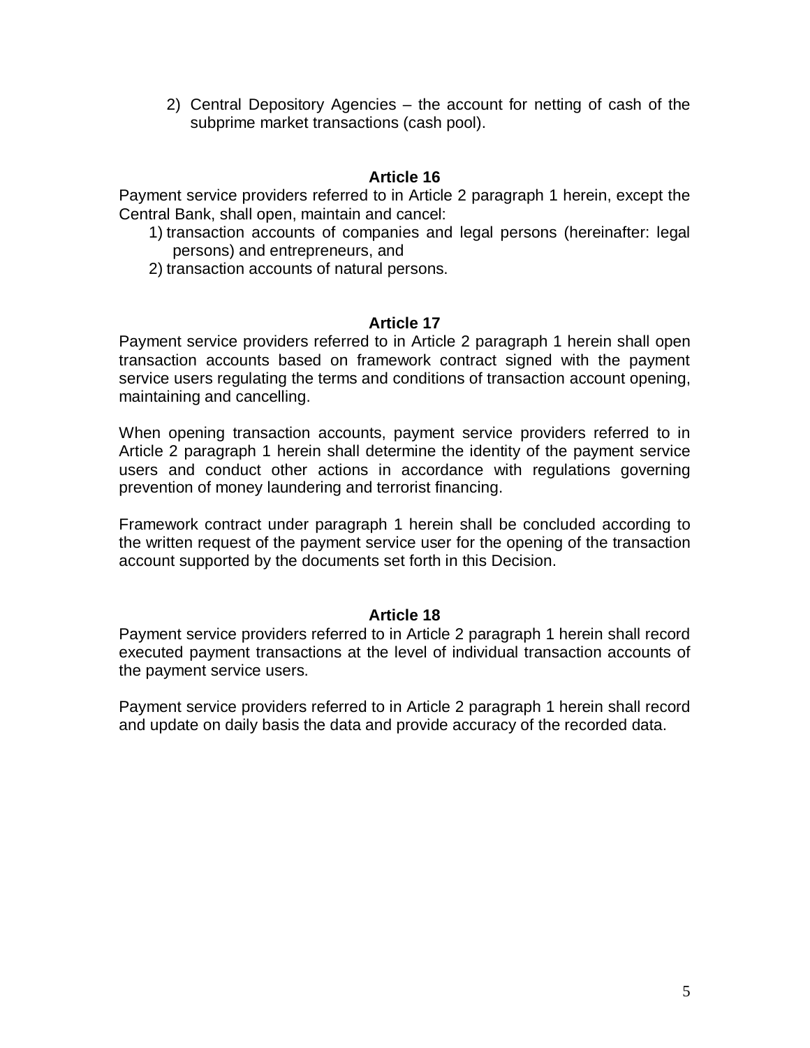2) Central Depository Agencies – the account for netting of cash of the subprime market transactions (cash pool).

**Article 16**

Payment service providers referred to in Article 2 paragraph 1 herein, except the Central Bank, shall open, maintain and cancel:

1) transaction accounts of companies and legal persons (hereinafter: legal persons) and entrepreneurs, and
2) transaction accounts of natural persons.

**Article 17**

Payment service providers referred to in Article 2 paragraph 1 herein shall open transaction accounts based on framework contract signed with the payment service users regulating the terms and conditions of transaction account opening, maintaining and cancelling.

When opening transaction accounts, payment service providers referred to in Article 2 paragraph 1 herein shall determine the identity of the payment service users and conduct other actions in accordance with regulations governing prevention of money laundering and terrorist financing.

Framework contract under paragraph 1 herein shall be concluded according to the written request of the payment service user for the opening of the transaction account supported by the documents set forth in this Decision.

**Article 18**

Payment service providers referred to in Article 2 paragraph 1 herein shall record executed payment transactions at the level of individual transaction accounts of the payment service users.

Payment service providers referred to in Article 2 paragraph 1 herein shall record and update on daily basis the data and provide accuracy of the recorded data.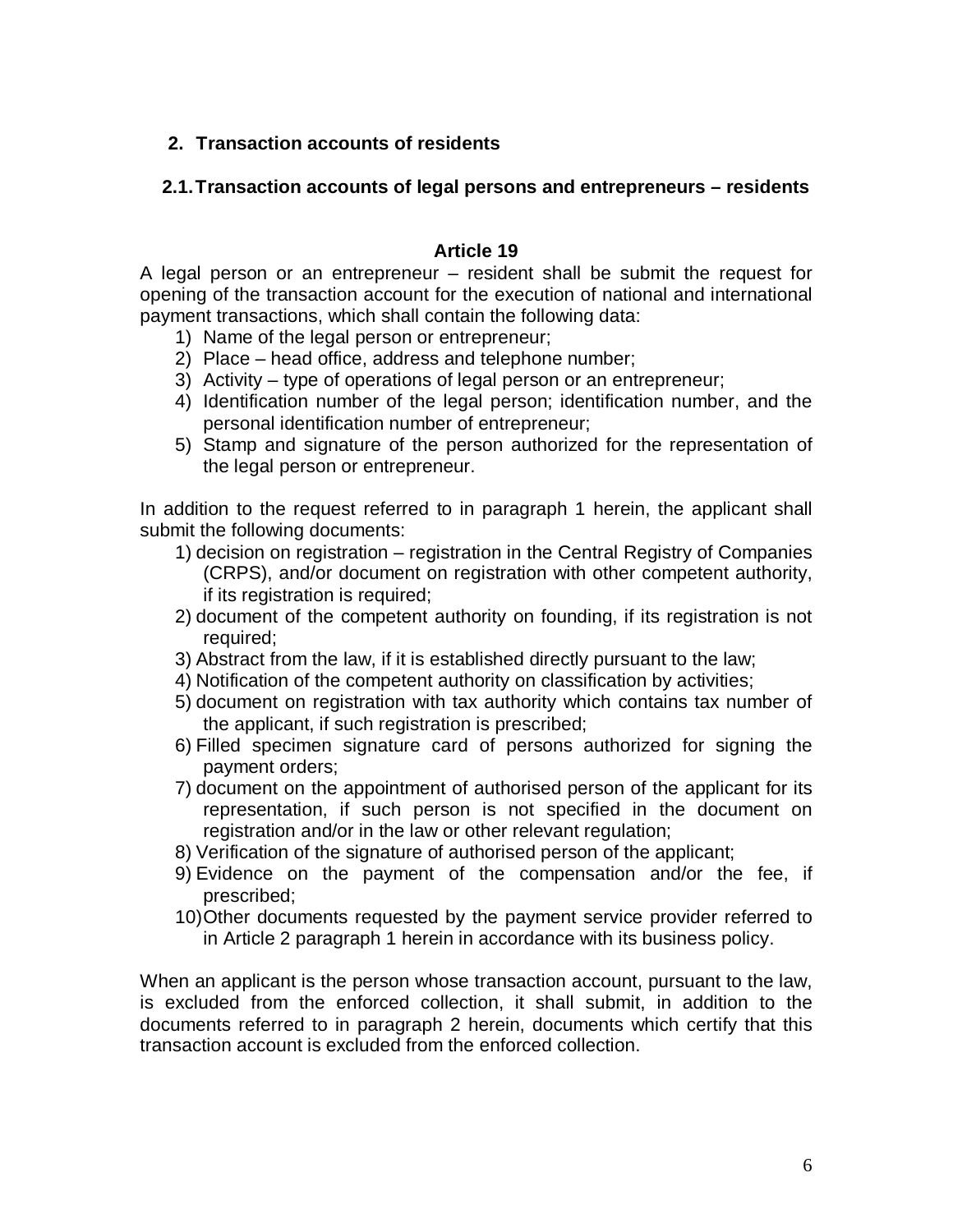## 2. Transaction accounts of residents

### 2.1. Transaction accounts of legal persons and entrepreneurs – residents

#### Article 19

A legal person or an entrepreneur – resident shall be submit the request for opening of the transaction account for the execution of national and international payment transactions, which shall contain the following data:

1) Name of the legal person or entrepreneur;
2) Place – head office, address and telephone number;
3) Activity – type of operations of legal person or an entrepreneur;
4) Identification number of the legal person; identification number, and the personal identification number of entrepreneur;
5) Stamp and signature of the person authorized for the representation of the legal person or entrepreneur.

In addition to the request referred to in paragraph 1 herein, the applicant shall submit the following documents:

1) decision on registration – registration in the Central Registry of Companies (CRPS), and/or document on registration with other competent authority, if its registration is required;
2) document of the competent authority on founding, if its registration is not required;
3) Abstract from the law, if it is established directly pursuant to the law;
4) Notification of the competent authority on classification by activities;
5) document on registration with tax authority which contains tax number of the applicant, if such registration is prescribed;
6) Filled specimen signature card of persons authorized for signing the payment orders;
7) document on the appointment of authorised person of the applicant for its representation, if such person is not specified in the document on registration and/or in the law or other relevant regulation;
8) Verification of the signature of authorised person of the applicant;
9) Evidence on the payment of the compensation and/or the fee, if prescribed;
10) Other documents requested by the payment service provider referred to in Article 2 paragraph 1 herein in accordance with its business policy.

When an applicant is the person whose transaction account, pursuant to the law, is excluded from the enforced collection, it shall submit, in addition to the documents referred to in paragraph 2 herein, documents which certify that this transaction account is excluded from the enforced collection.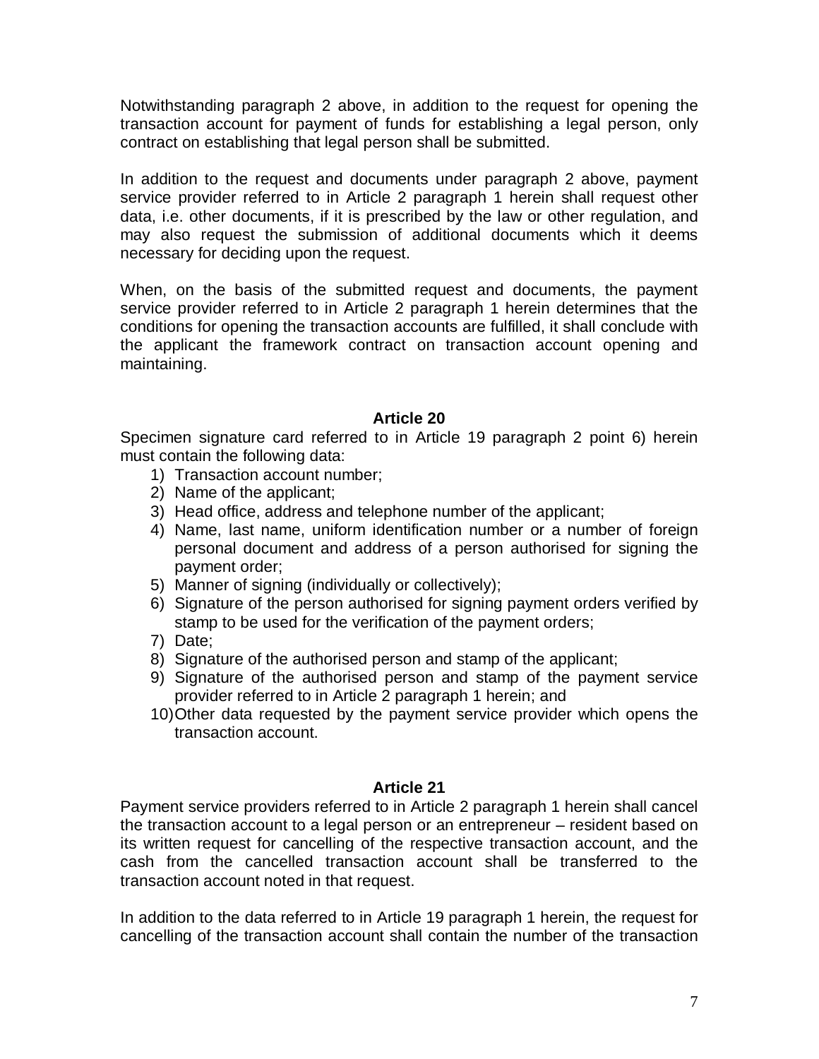Notwithstanding paragraph 2 above, in addition to the request for opening the transaction account for payment of funds for establishing a legal person, only contract on establishing that legal person shall be submitted.

In addition to the request and documents under paragraph 2 above, payment service provider referred to in Article 2 paragraph 1 herein shall request other data, i.e. other documents, if it is prescribed by the law or other regulation, and may also request the submission of additional documents which it deems necessary for deciding upon the request.

When, on the basis of the submitted request and documents, the payment service provider referred to in Article 2 paragraph 1 herein determines that the conditions for opening the transaction accounts are fulfilled, it shall conclude with the applicant the framework contract on transaction account opening and maintaining.

### Article 20

Specimen signature card referred to in Article 19 paragraph 2 point 6) herein must contain the following data:

1) Transaction account number;
2) Name of the applicant;
3) Head office, address and telephone number of the applicant;
4) Name, last name, uniform identification number or a number of foreign personal document and address of a person authorised for signing the payment order;
5) Manner of signing (individually or collectively);
6) Signature of the person authorised for signing payment orders verified by stamp to be used for the verification of the payment orders;
7) Date;
8) Signature of the authorised person and stamp of the applicant;
9) Signature of the authorised person and stamp of the payment service provider referred to in Article 2 paragraph 1 herein; and
10) Other data requested by the payment service provider which opens the transaction account.

### Article 21

Payment service providers referred to in Article 2 paragraph 1 herein shall cancel the transaction account to a legal person or an entrepreneur – resident based on its written request for cancelling of the respective transaction account, and the cash from the cancelled transaction account shall be transferred to the transaction account noted in that request.

In addition to the data referred to in Article 19 paragraph 1 herein, the request for cancelling of the transaction account shall contain the number of the transaction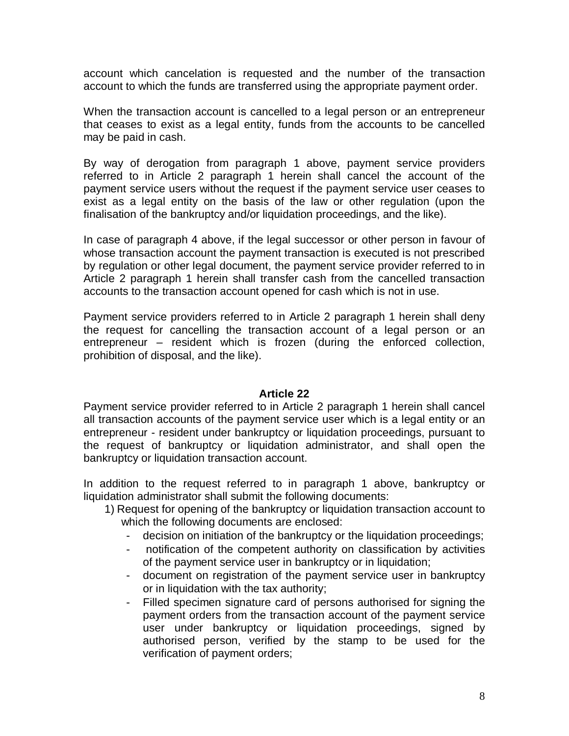account which cancelation is requested and the number of the transaction account to which the funds are transferred using the appropriate payment order.

When the transaction account is cancelled to a legal person or an entrepreneur that ceases to exist as a legal entity, funds from the accounts to be cancelled may be paid in cash.

By way of derogation from paragraph 1 above, payment service providers referred to in Article 2 paragraph 1 herein shall cancel the account of the payment service users without the request if the payment service user ceases to exist as a legal entity on the basis of the law or other regulation (upon the finalisation of the bankruptcy and/or liquidation proceedings, and the like).

In case of paragraph 4 above, if the legal successor or other person in favour of whose transaction account the payment transaction is executed is not prescribed by regulation or other legal document, the payment service provider referred to in Article 2 paragraph 1 herein shall transfer cash from the cancelled transaction accounts to the transaction account opened for cash which is not in use.

Payment service providers referred to in Article 2 paragraph 1 herein shall deny the request for cancelling the transaction account of a legal person or an entrepreneur – resident which is frozen (during the enforced collection, prohibition of disposal, and the like).

**Article 22**

Payment service provider referred to in Article 2 paragraph 1 herein shall cancel all transaction accounts of the payment service user which is a legal entity or an entrepreneur - resident under bankruptcy or liquidation proceedings, pursuant to the request of bankruptcy or liquidation administrator, and shall open the bankruptcy or liquidation transaction account.

In addition to the request referred to in paragraph 1 above, bankruptcy or liquidation administrator shall submit the following documents:

1) Request for opening of the bankruptcy or liquidation transaction account to which the following documents are enclosed:
   - decision on initiation of the bankruptcy or the liquidation proceedings;
   - notification of the competent authority on classification by activities of the payment service user in bankruptcy or in liquidation;
   - document on registration of the payment service user in bankruptcy or in liquidation with the tax authority;
   - Filled specimen signature card of persons authorised for signing the payment orders from the transaction account of the payment service user under bankruptcy or liquidation proceedings, signed by authorised person, verified by the stamp to be used for the verification of payment orders;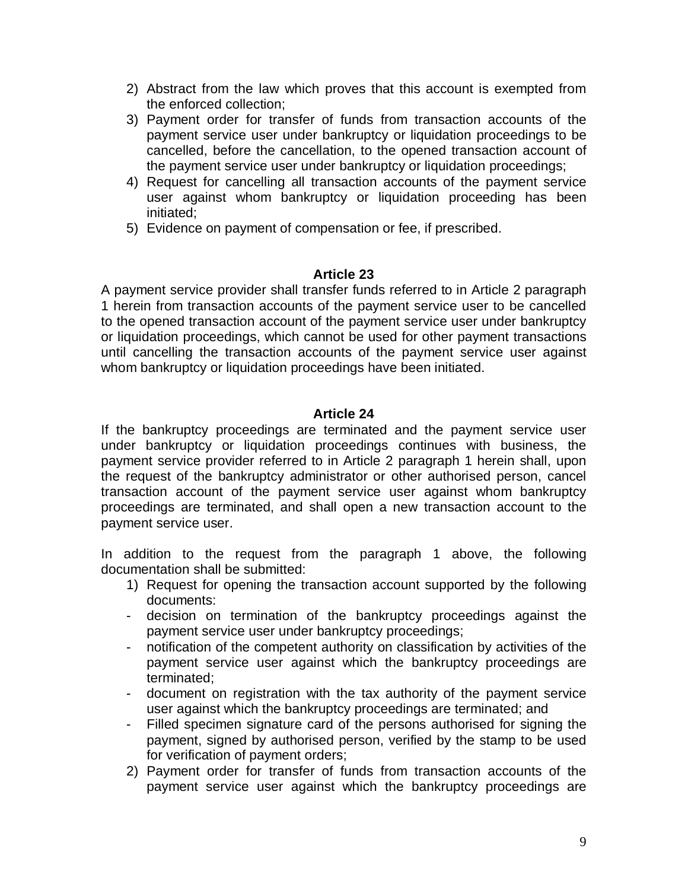2) Abstract from the law which proves that this account is exempted from the enforced collection;
3) Payment order for transfer of funds from transaction accounts of the payment service user under bankruptcy or liquidation proceedings to be cancelled, before the cancellation, to the opened transaction account of the payment service user under bankruptcy or liquidation proceedings;
4) Request for cancelling all transaction accounts of the payment service user against whom bankruptcy or liquidation proceeding has been initiated;
5) Evidence on payment of compensation or fee, if prescribed.

**Article 23**

A payment service provider shall transfer funds referred to in Article 2 paragraph 1 herein from transaction accounts of the payment service user to be cancelled to the opened transaction account of the payment service user under bankruptcy or liquidation proceedings, which cannot be used for other payment transactions until cancelling the transaction accounts of the payment service user against whom bankruptcy or liquidation proceedings have been initiated.

**Article 24**

If the bankruptcy proceedings are terminated and the payment service user under bankruptcy or liquidation proceedings continues with business, the payment service provider referred to in Article 2 paragraph 1 herein shall, upon the request of the bankruptcy administrator or other authorised person, cancel transaction account of the payment service user against whom bankruptcy proceedings are terminated, and shall open a new transaction account to the payment service user.

In addition to the request from the paragraph 1 above, the following documentation shall be submitted:

1) Request for opening the transaction account supported by the following documents:
   - decision on termination of the bankruptcy proceedings against the payment service user under bankruptcy proceedings;
   - notification of the competent authority on classification by activities of the payment service user against which the bankruptcy proceedings are terminated;
   - document on registration with the tax authority of the payment service user against which the bankruptcy proceedings are terminated; and
   - Filled specimen signature card of the persons authorised for signing the payment, signed by authorised person, verified by the stamp to be used for verification of payment orders;
2) Payment order for transfer of funds from transaction accounts of the payment service user against which the bankruptcy proceedings are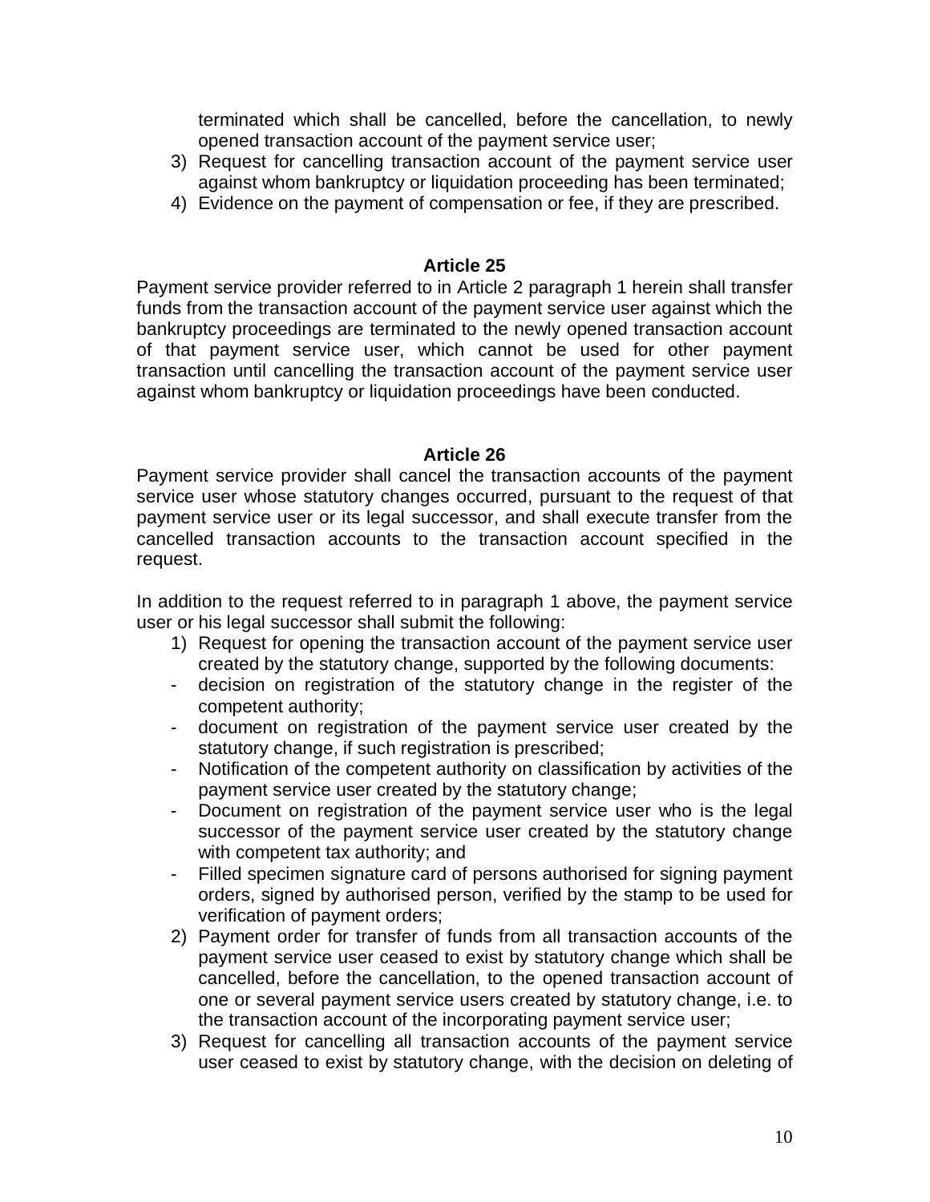terminated which shall be cancelled, before the cancellation, to newly opened transaction account of the payment service user;

3) Request for cancelling transaction account of the payment service user against whom bankruptcy or liquidation proceeding has been terminated;
4) Evidence on the payment of compensation or fee, if they are prescribed.

### Article 25

Payment service provider referred to in Article 2 paragraph 1 herein shall transfer funds from the transaction account of the payment service user against which the bankruptcy proceedings are terminated to the newly opened transaction account of that payment service user, which cannot be used for other payment transaction until cancelling the transaction account of the payment service user against whom bankruptcy or liquidation proceedings have been conducted.

### Article 26

Payment service provider shall cancel the transaction accounts of the payment service user whose statutory changes occurred, pursuant to the request of that payment service user or its legal successor, and shall execute transfer from the cancelled transaction accounts to the transaction account specified in the request.

In addition to the request referred to in paragraph 1 above, the payment service user or his legal successor shall submit the following:

1) Request for opening the transaction account of the payment service user created by the statutory change, supported by the following documents:
   - decision on registration of the statutory change in the register of the competent authority;
   - document on registration of the payment service user created by the statutory change, if such registration is prescribed;
   - Notification of the competent authority on classification by activities of the payment service user created by the statutory change;
   - Document on registration of the payment service user who is the legal successor of the payment service user created by the statutory change with competent tax authority; and
   - Filled specimen signature card of persons authorised for signing payment orders, signed by authorised person, verified by the stamp to be used for verification of payment orders;
2) Payment order for transfer of funds from all transaction accounts of the payment service user ceased to exist by statutory change which shall be cancelled, before the cancellation, to the opened transaction account of one or several payment service users created by statutory change, i.e. to the transaction account of the incorporating payment service user;
3) Request for cancelling all transaction accounts of the payment service user ceased to exist by statutory change, with the decision on deleting of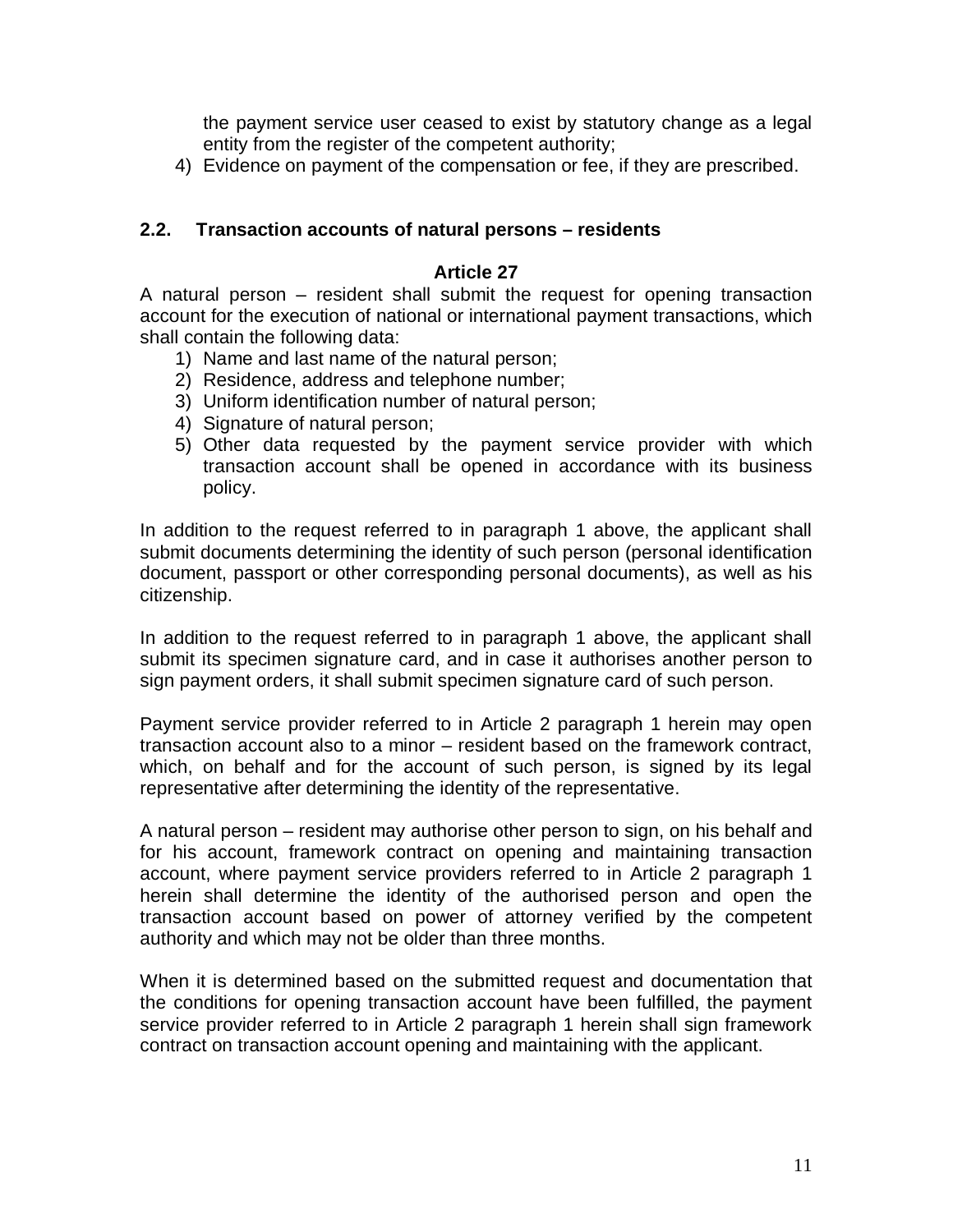the payment service user ceased to exist by statutory change as a legal entity from the register of the competent authority;

4) Evidence on payment of the compensation or fee, if they are prescribed.

## 2.2. Transaction accounts of natural persons – residents

### Article 27

A natural person – resident shall submit the request for opening transaction account for the execution of national or international payment transactions, which shall contain the following data:

1) Name and last name of the natural person;
2) Residence, address and telephone number;
3) Uniform identification number of natural person;
4) Signature of natural person;
5) Other data requested by the payment service provider with which transaction account shall be opened in accordance with its business policy.

In addition to the request referred to in paragraph 1 above, the applicant shall submit documents determining the identity of such person (personal identification document, passport or other corresponding personal documents), as well as his citizenship.

In addition to the request referred to in paragraph 1 above, the applicant shall submit its specimen signature card, and in case it authorises another person to sign payment orders, it shall submit specimen signature card of such person.

Payment service provider referred to in Article 2 paragraph 1 herein may open transaction account also to a minor – resident based on the framework contract, which, on behalf and for the account of such person, is signed by its legal representative after determining the identity of the representative.

A natural person – resident may authorise other person to sign, on his behalf and for his account, framework contract on opening and maintaining transaction account, where payment service providers referred to in Article 2 paragraph 1 herein shall determine the identity of the authorised person and open the transaction account based on power of attorney verified by the competent authority and which may not be older than three months.

When it is determined based on the submitted request and documentation that the conditions for opening transaction account have been fulfilled, the payment service provider referred to in Article 2 paragraph 1 herein shall sign framework contract on transaction account opening and maintaining with the applicant.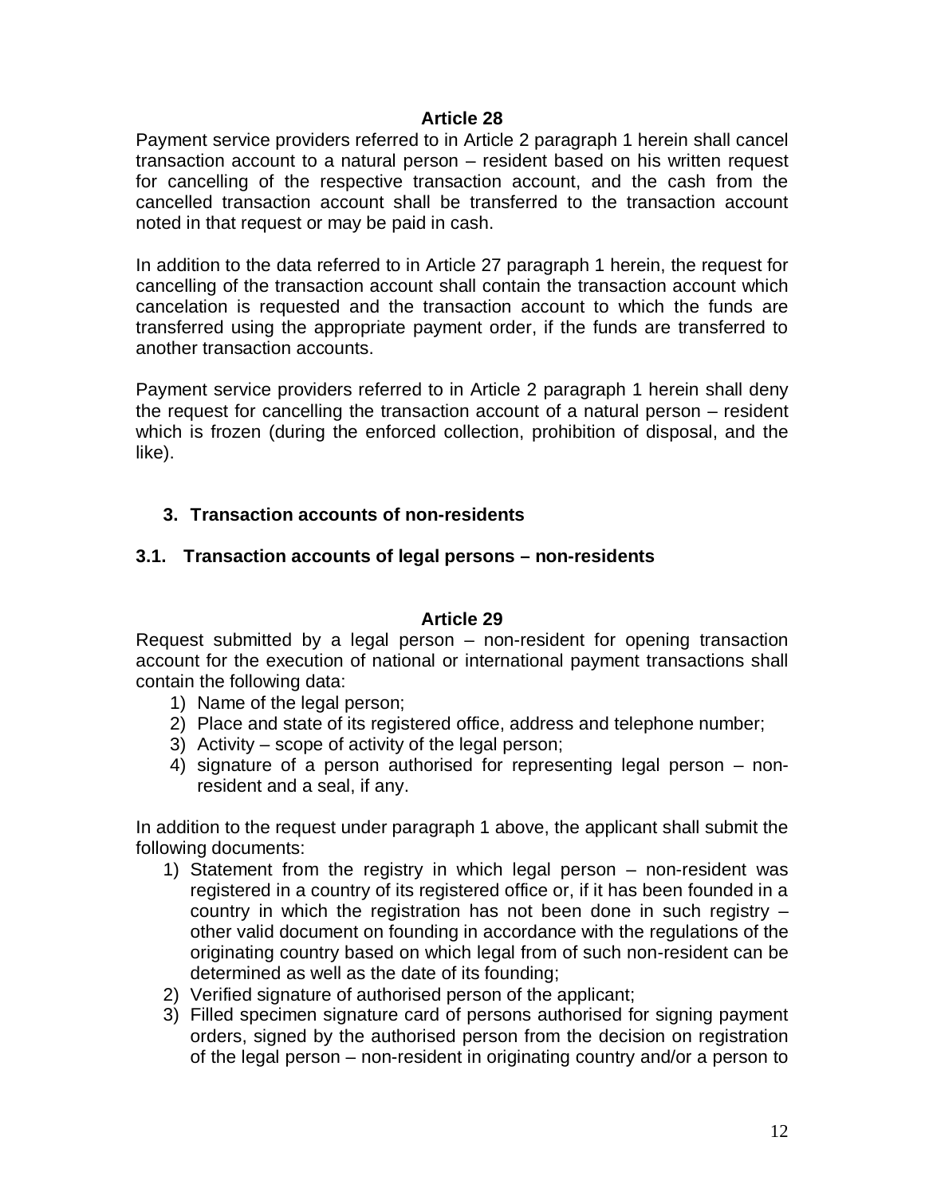## Article 28

Payment service providers referred to in Article 2 paragraph 1 herein shall cancel transaction account to a natural person – resident based on his written request for cancelling of the respective transaction account, and the cash from the cancelled transaction account shall be transferred to the transaction account noted in that request or may be paid in cash.

In addition to the data referred to in Article 27 paragraph 1 herein, the request for cancelling of the transaction account shall contain the transaction account which cancelation is requested and the transaction account to which the funds are transferred using the appropriate payment order, if the funds are transferred to another transaction accounts.

Payment service providers referred to in Article 2 paragraph 1 herein shall deny the request for cancelling the transaction account of a natural person – resident which is frozen (during the enforced collection, prohibition of disposal, and the like).

## 3. Transaction accounts of non-residents

### 3.1. Transaction accounts of legal persons – non-residents

## Article 29

Request submitted by a legal person – non-resident for opening transaction account for the execution of national or international payment transactions shall contain the following data:

1) Name of the legal person;
2) Place and state of its registered office, address and telephone number;
3) Activity – scope of activity of the legal person;
4) signature of a person authorised for representing legal person – non-resident and a seal, if any.

In addition to the request under paragraph 1 above, the applicant shall submit the following documents:

1) Statement from the registry in which legal person – non-resident was registered in a country of its registered office or, if it has been founded in a country in which the registration has not been done in such registry – other valid document on founding in accordance with the regulations of the originating country based on which legal from of such non-resident can be determined as well as the date of its founding;
2) Verified signature of authorised person of the applicant;
3) Filled specimen signature card of persons authorised for signing payment orders, signed by the authorised person from the decision on registration of the legal person – non-resident in originating country and/or a person to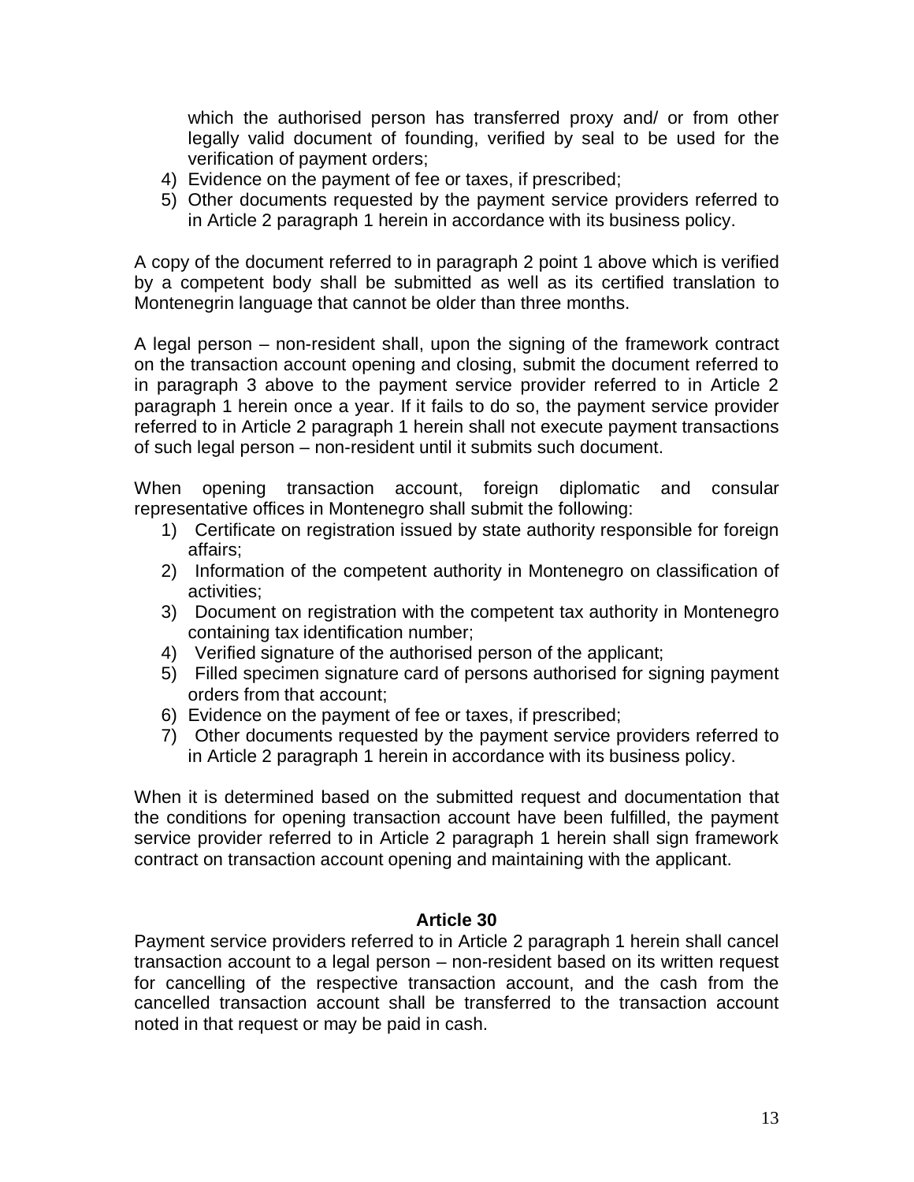which the authorised person has transferred proxy and/ or from other legally valid document of founding, verified by seal to be used for the verification of payment orders;

4) Evidence on the payment of fee or taxes, if prescribed;
5) Other documents requested by the payment service providers referred to in Article 2 paragraph 1 herein in accordance with its business policy.

A copy of the document referred to in paragraph 2 point 1 above which is verified by a competent body shall be submitted as well as its certified translation to Montenegrin language that cannot be older than three months.

A legal person – non-resident shall, upon the signing of the framework contract on the transaction account opening and closing, submit the document referred to in paragraph 3 above to the payment service provider referred to in Article 2 paragraph 1 herein once a year. If it fails to do so, the payment service provider referred to in Article 2 paragraph 1 herein shall not execute payment transactions of such legal person – non-resident until it submits such document.

When opening transaction account, foreign diplomatic and consular representative offices in Montenegro shall submit the following:

1) Certificate on registration issued by state authority responsible for foreign affairs;
2) Information of the competent authority in Montenegro on classification of activities;
3) Document on registration with the competent tax authority in Montenegro containing tax identification number;
4) Verified signature of the authorised person of the applicant;
5) Filled specimen signature card of persons authorised for signing payment orders from that account;
6) Evidence on the payment of fee or taxes, if prescribed;
7) Other documents requested by the payment service providers referred to in Article 2 paragraph 1 herein in accordance with its business policy.

When it is determined based on the submitted request and documentation that the conditions for opening transaction account have been fulfilled, the payment service provider referred to in Article 2 paragraph 1 herein shall sign framework contract on transaction account opening and maintaining with the applicant.

**Article 30**

Payment service providers referred to in Article 2 paragraph 1 herein shall cancel transaction account to a legal person – non-resident based on its written request for cancelling of the respective transaction account, and the cash from the cancelled transaction account shall be transferred to the transaction account noted in that request or may be paid in cash.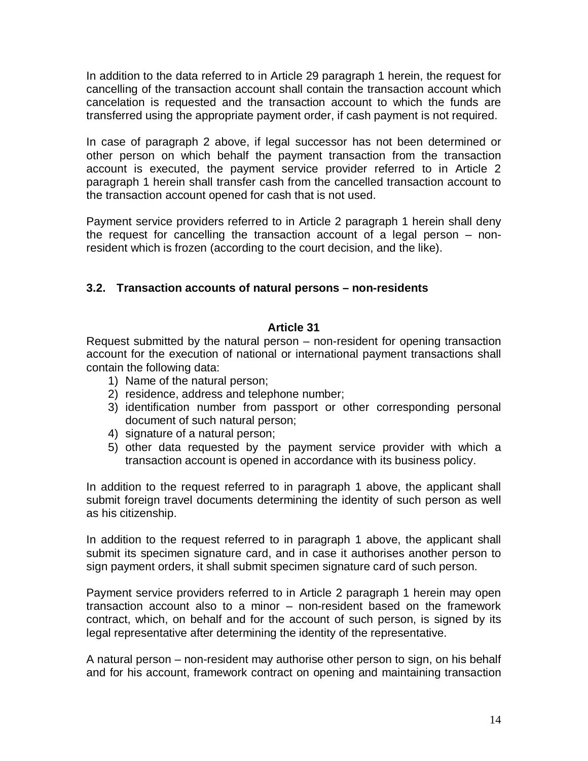In addition to the data referred to in Article 29 paragraph 1 herein, the request for cancelling of the transaction account shall contain the transaction account which cancelation is requested and the transaction account to which the funds are transferred using the appropriate payment order, if cash payment is not required.

In case of paragraph 2 above, if legal successor has not been determined or other person on which behalf the payment transaction from the transaction account is executed, the payment service provider referred to in Article 2 paragraph 1 herein shall transfer cash from the cancelled transaction account to the transaction account opened for cash that is not used.

Payment service providers referred to in Article 2 paragraph 1 herein shall deny the request for cancelling the transaction account of a legal person – non-resident which is frozen (according to the court decision, and the like).

### 3.2. Transaction accounts of natural persons – non-residents

**Article 31**

Request submitted by the natural person – non-resident for opening transaction account for the execution of national or international payment transactions shall contain the following data:

1) Name of the natural person;
2) residence, address and telephone number;
3) identification number from passport or other corresponding personal document of such natural person;
4) signature of a natural person;
5) other data requested by the payment service provider with which a transaction account is opened in accordance with its business policy.

In addition to the request referred to in paragraph 1 above, the applicant shall submit foreign travel documents determining the identity of such person as well as his citizenship.

In addition to the request referred to in paragraph 1 above, the applicant shall submit its specimen signature card, and in case it authorises another person to sign payment orders, it shall submit specimen signature card of such person.

Payment service providers referred to in Article 2 paragraph 1 herein may open transaction account also to a minor – non-resident based on the framework contract, which, on behalf and for the account of such person, is signed by its legal representative after determining the identity of the representative.

A natural person – non-resident may authorise other person to sign, on his behalf and for his account, framework contract on opening and maintaining transaction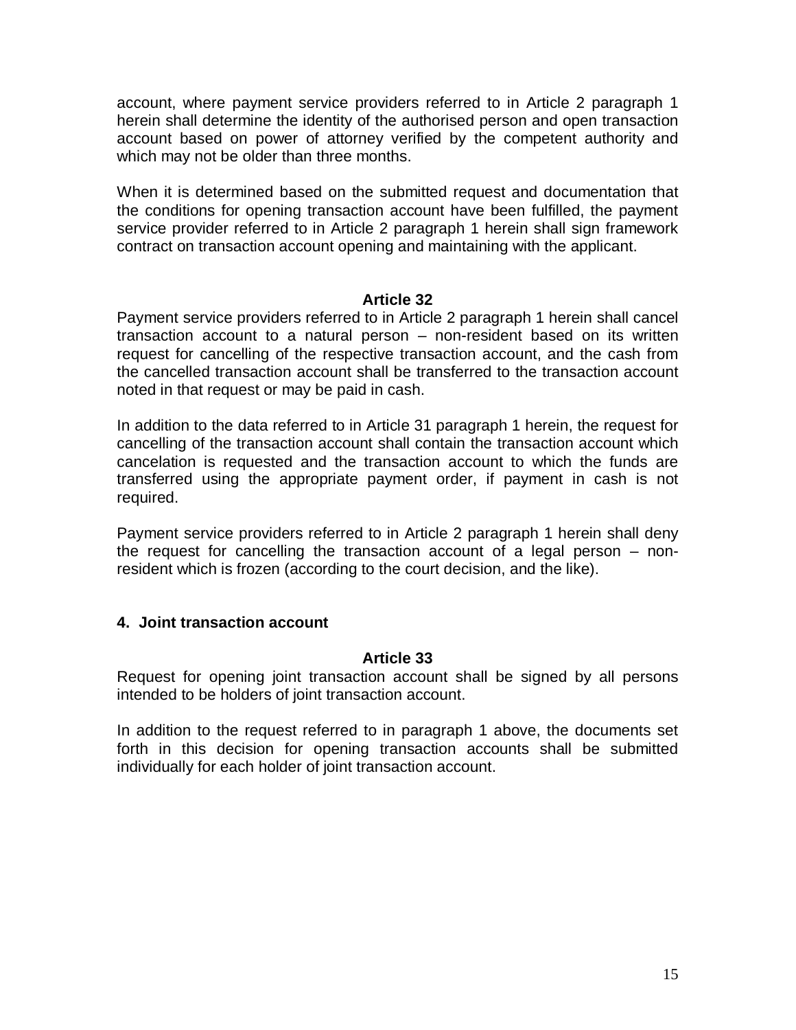account, where payment service providers referred to in Article 2 paragraph 1 herein shall determine the identity of the authorised person and open transaction account based on power of attorney verified by the competent authority and which may not be older than three months.

When it is determined based on the submitted request and documentation that the conditions for opening transaction account have been fulfilled, the payment service provider referred to in Article 2 paragraph 1 herein shall sign framework contract on transaction account opening and maintaining with the applicant.

**Article 32**

Payment service providers referred to in Article 2 paragraph 1 herein shall cancel transaction account to a natural person – non-resident based on its written request for cancelling of the respective transaction account, and the cash from the cancelled transaction account shall be transferred to the transaction account noted in that request or may be paid in cash.

In addition to the data referred to in Article 31 paragraph 1 herein, the request for cancelling of the transaction account shall contain the transaction account which cancelation is requested and the transaction account to which the funds are transferred using the appropriate payment order, if payment in cash is not required.

Payment service providers referred to in Article 2 paragraph 1 herein shall deny the request for cancelling the transaction account of a legal person – non-resident which is frozen (according to the court decision, and the like).

### 4. Joint transaction account

**Article 33**

Request for opening joint transaction account shall be signed by all persons intended to be holders of joint transaction account.

In addition to the request referred to in paragraph 1 above, the documents set forth in this decision for opening transaction accounts shall be submitted individually for each holder of joint transaction account.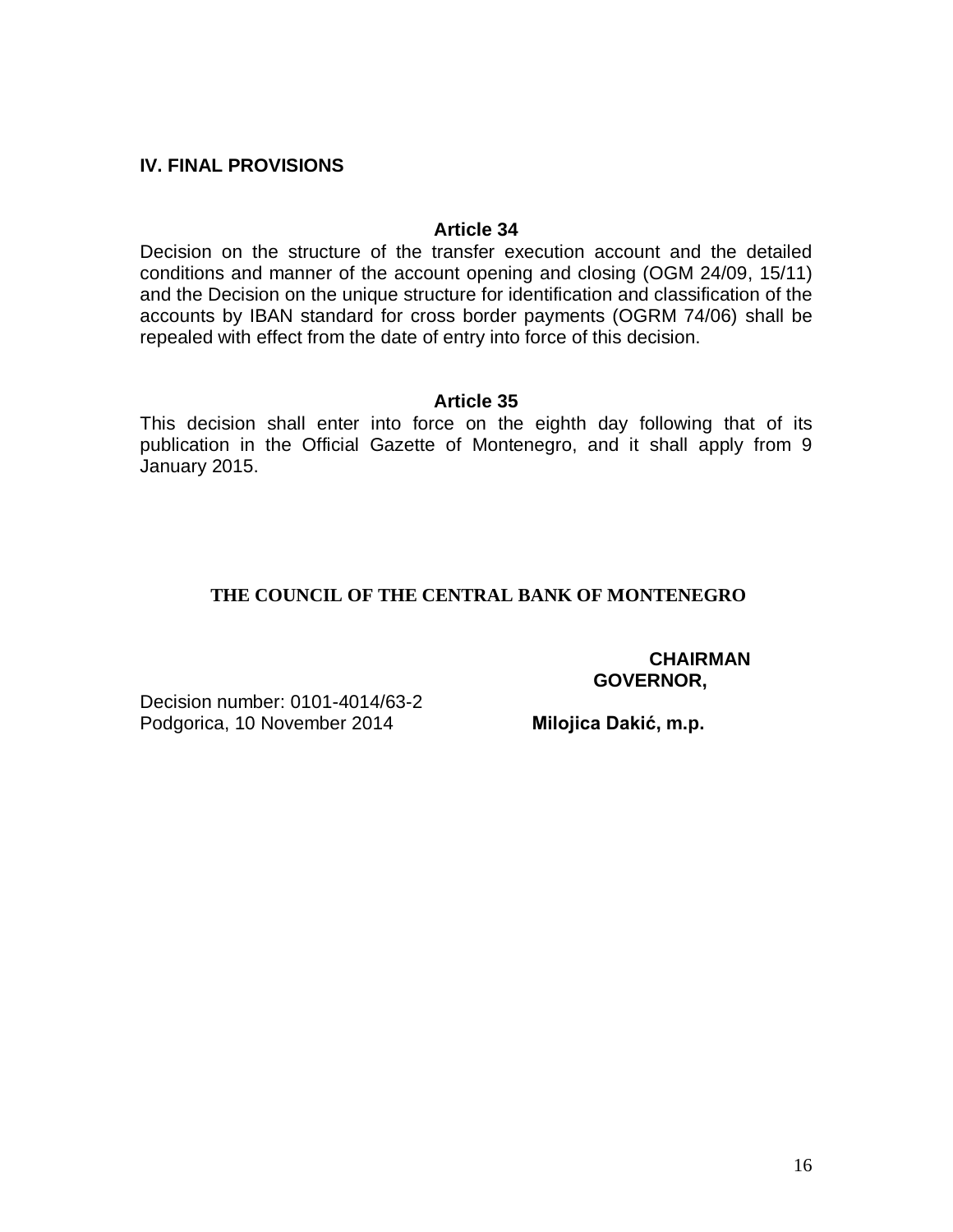## IV. FINAL PROVISIONS

### Article 34

Decision on the structure of the transfer execution account and the detailed conditions and manner of the account opening and closing (OGM 24/09, 15/11) and the Decision on the unique structure for identification and classification of the accounts by IBAN standard for cross border payments (OGRM 74/06) shall be repealed with effect from the date of entry into force of this decision.

### Article 35

This decision shall enter into force on the eighth day following that of its publication in the Official Gazette of Montenegro, and it shall apply from 9 January 2015.

**THE COUNCIL OF THE CENTRAL BANK OF MONTENEGRO**

**CHAIRMAN**
**GOVERNOR,**

Decision number: 0101-4014/63-2
Podgorica, 10 November 2014

**Milojica Dakić, m.p.**